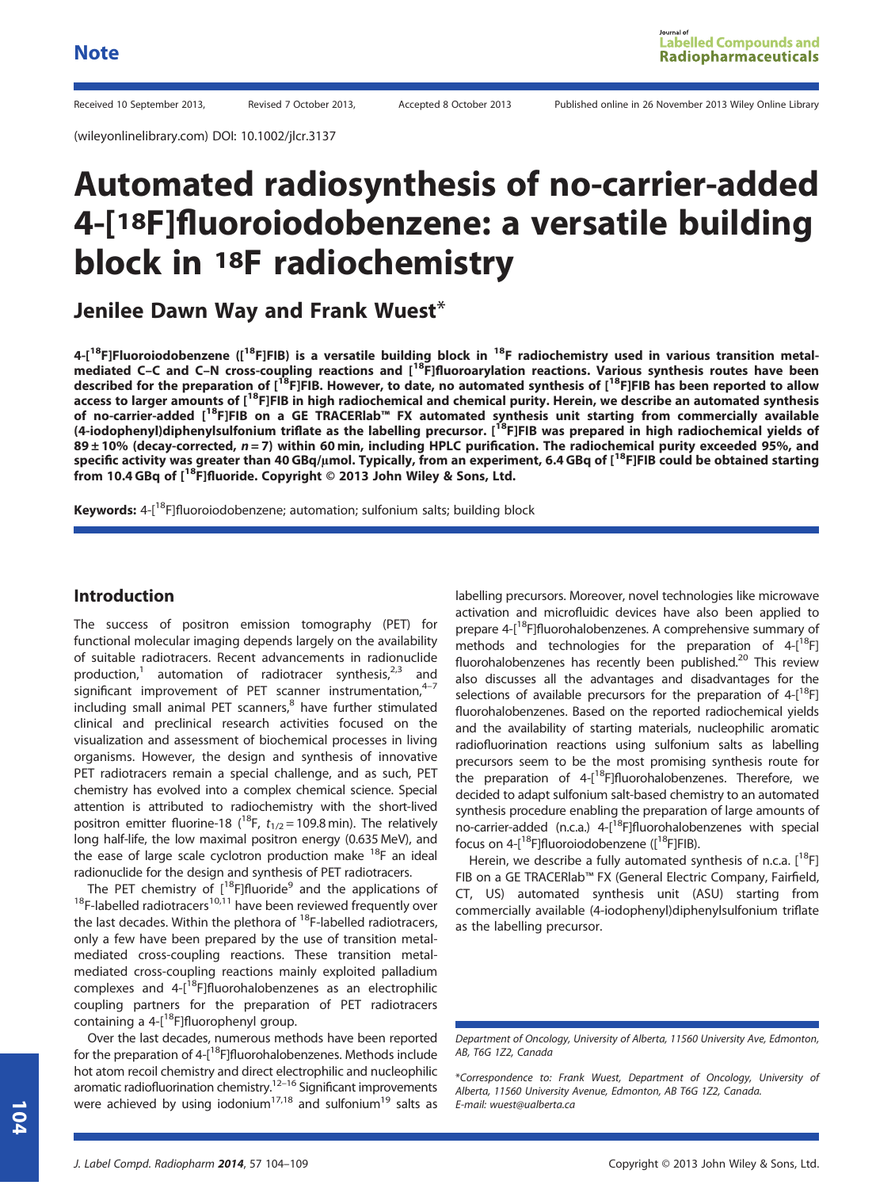Note

Received 10 September 2013, Revised 7 October 2013, Accepted 8 October 2013 Published online in 26 November 2013 Wiley Online Library

(wileyonlinelibrary.com) DOI: 10.1002/jlcr.3137

# Automated radiosynthesis of no-carrier-added 4-[$^{18}$F]fluoroiodobenzene: a versatile building block in $^{18}$F radiochemistry

## Jenilee Dawn Way and Frank Wuest*

**4-[$^{18}$F]Fluoroiodobenzene ([$^{18}$F]FIB) is a versatile building block in $^{18}$F radiochemistry used in various transition metal-mediated C–C and C–N cross-coupling reactions and [$^{18}$F]fluoroarylation reactions. Various synthesis routes have been described for the preparation of [$^{18}$F]FIB. However, to date, no automated synthesis of [$^{18}$F]FIB has been reported to allow access to larger amounts of [$^{18}$F]FIB in high radiochemical and chemical purity. Herein, we describe an automated synthesis of no-carrier-added [$^{18}$F]FIB on a GE TRACERlab™ FX automated synthesis unit starting from commercially available (4-iodophenyl)diphenylsulfonium triflate as the labelling precursor. [$^{18}$F]FIB was prepared in high radiochemical yields of 89 ± 10% (decay-corrected, $n = 7$) within 60 min, including HPLC purification. The radiochemical purity exceeded 95%, and specific activity was greater than 40 GBq/μmol. Typically, from an experiment, 6.4 GBq of [$^{18}$F]FIB could be obtained starting from 10.4 GBq of [$^{18}$F]fluoride. Copyright © 2013 John Wiley & Sons, Ltd.**

**Keywords:** 4-[$^{18}$F]fluoroiodobenzene; automation; sulfonium salts; building block

## Introduction

The success of positron emission tomography (PET) for functional molecular imaging depends largely on the availability of suitable radiotracers. Recent advancements in radionuclide production,[1] automation of radiotracer synthesis,[2,3] and significant improvement of PET scanner instrumentation,[4–7] including small animal PET scanners,[8] have further stimulated clinical and preclinical research activities focused on the visualization and assessment of biochemical processes in living organisms. However, the design and synthesis of innovative PET radiotracers remain a special challenge, and as such, PET chemistry has evolved into a complex chemical science. Special attention is attributed to radiochemistry with the short-lived positron emitter fluorine-18 ($^{18}$F, $t_{1/2} = 109.8$ min). The relatively long half-life, the low maximal positron energy (0.635 MeV), and the ease of large scale cyclotron production make $^{18}$F an ideal radionuclide for the design and synthesis of PET radiotracers.

The PET chemistry of [$^{18}$F]fluoride[9] and the applications of $^{18}$F-labelled radiotracers[10,11] have been reviewed frequently over the last decades. Within the plethora of $^{18}$F-labelled radiotracers, only a few have been prepared by the use of transition metal-mediated cross-coupling reactions. These transition metal-mediated cross-coupling reactions mainly exploited palladium complexes and 4-[$^{18}$F]fluorohalobenzenes as an electrophilic coupling partners for the preparation of PET radiotracers containing a 4-[$^{18}$F]fluorophenyl group.

Over the last decades, numerous methods have been reported for the preparation of 4-[$^{18}$F]fluorohalobenzenes. Methods include hot atom recoil chemistry and direct electrophilic and nucleophilic aromatic radiofluorination chemistry.[12–16] Significant improvements were achieved by using iodonium[17,18] and sulfonium[19] salts as labelling precursors. Moreover, novel technologies like microwave activation and microfluidic devices have also been applied to prepare 4-[$^{18}$F]fluorohalobenzenes. A comprehensive summary of methods and technologies for the preparation of 4-[$^{18}$F]fluorohalobenzenes has recently been published.[20] This review also discusses all the advantages and disadvantages for the selections of available precursors for the preparation of 4-[$^{18}$F]fluorohalobenzenes. Based on the reported radiochemical yields and the availability of starting materials, nucleophilic aromatic radiofluorination reactions using sulfonium salts as labelling precursors seem to be the most promising synthesis route for the preparation of 4-[$^{18}$F]fluorohalobenzenes. Therefore, we decided to adapt sulfonium salt-based chemistry to an automated synthesis procedure enabling the preparation of large amounts of no-carrier-added (n.c.a.) 4-[$^{18}$F]fluorohalobenzenes with special focus on 4-[$^{18}$F]fluoroiodobenzene ([$^{18}$F]FIB).

Herein, we describe a fully automated synthesis of n.c.a. [$^{18}$F]FIB on a GE TRACERlab™ FX (General Electric Company, Fairfield, CT, US) automated synthesis unit (ASU) starting from commercially available (4-iodophenyl)diphenylsulfonium triflate as the labelling precursor.

---

Department of Oncology, University of Alberta, 11560 University Ave, Edmonton, AB, T6G 1Z2, Canada

*Correspondence to: Frank Wuest, Department of Oncology, University of Alberta, 11560 University Avenue, Edmonton, AB T6G 1Z2, Canada. E-mail: wuest@ualberta.ca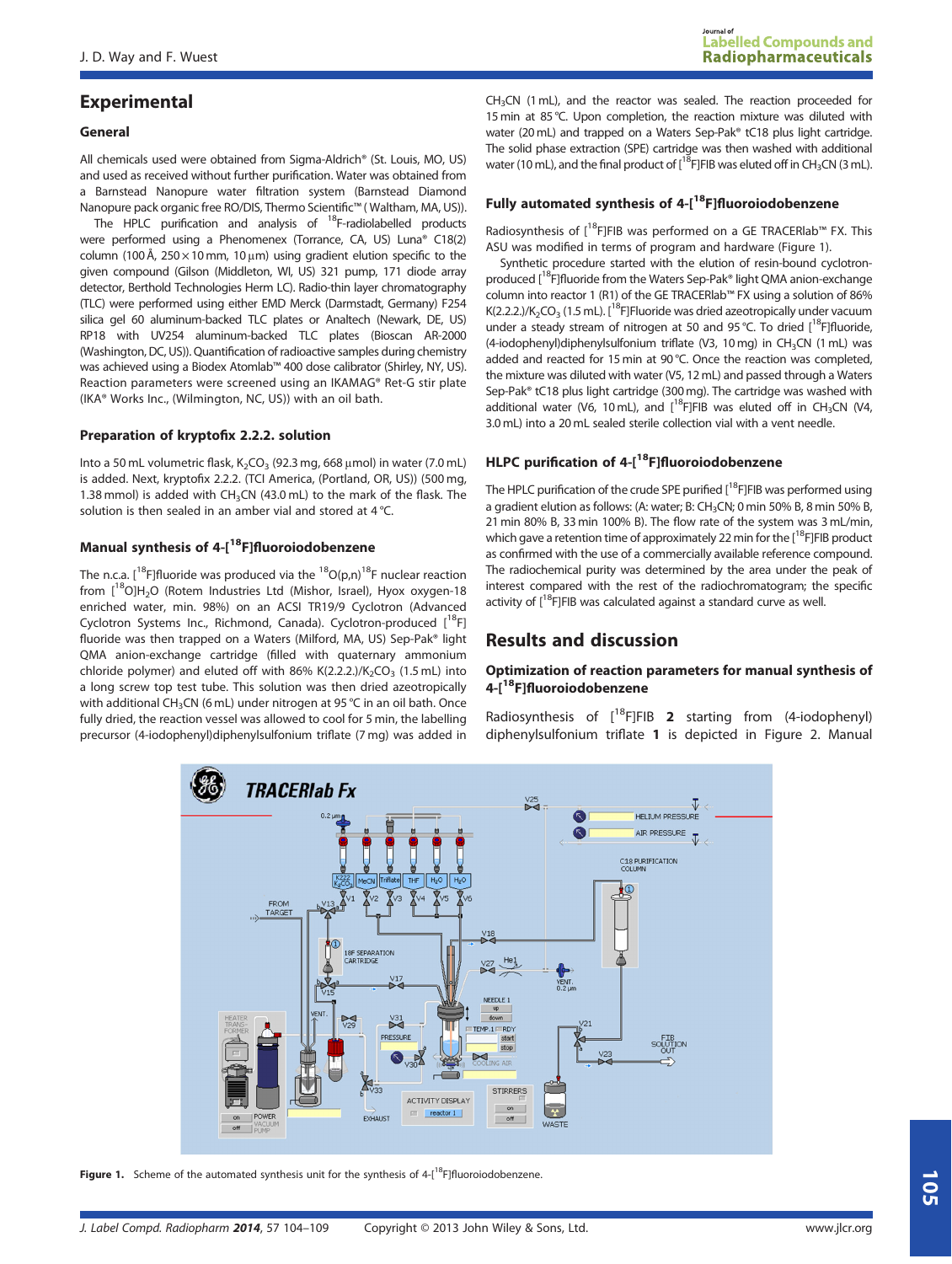## Experimental

### General

All chemicals used were obtained from Sigma-Aldrich® (St. Louis, MO, US) and used as received without further purification. Water was obtained from a Barnstead Nanopure water filtration system (Barnstead Diamond Nanopure pack organic free RO/DIS, Thermo Scientific™ (Waltham, MA, US)).

The HPLC purification and analysis of $^{18}$F-radiolabelled products were performed using a Phenomenex (Torrance, CA, US) Luna® C18(2) column (100 Å, 250 × 10 mm, 10 μm) using gradient elution specific to the given compound (Gilson (Middleton, WI, US) 321 pump, 171 diode array detector, Berthold Technologies Herm LC). Radio-thin layer chromatography (TLC) were performed using either EMD Merck (Darmstadt, Germany) F254 silica gel 60 aluminum-backed TLC plates or Analtech (Newark, DE, US) RP18 with UV254 aluminum-backed TLC plates (Bioscan AR-2000 (Washington, DC, US)). Quantification of radioactive samples during chemistry was achieved using a Biodex Atomlab™ 400 dose calibrator (Shirley, NY, US). Reaction parameters were screened using an IKAMAG® Ret-G stir plate (IKA® Works Inc., (Wilmington, NC, US)) with an oil bath.

### Preparation of kryptofix 2.2.2. solution

Into a 50 mL volumetric flask, $K_2CO_3$ (92.3 mg, 668 μmol) in water (7.0 mL) is added. Next, kryptofix 2.2.2. (TCI America, (Portland, OR, US)) (500 mg, 1.38 mmol) is added with $CH_3CN$ (43.0 mL) to the mark of the flask. The solution is then sealed in an amber vial and stored at 4 °C.

### Manual synthesis of 4-[$^{18}$F]fluoroiodobenzene

The n.c.a. [$^{18}$F]fluoride was produced via the $^{18}$O(p,n)$^{18}$F nuclear reaction from [$^{18}$O]$H_2$O (Rotem Industries Ltd (Mishor, Israel), Hyox oxygen-18 enriched water, min. 98%) on an ACSI TR19/9 Cyclotron (Advanced Cyclotron Systems Inc., Richmond, Canada). Cyclotron-produced [$^{18}$F] fluoride was then trapped on a Waters (Milford, MA, US) Sep-Pak® light QMA anion-exchange cartridge (filled with quaternary ammonium chloride polymer) and eluted off with 86% K(2.2.2.)/$K_2CO_3$ (1.5 mL) into a long screw top test tube. This solution was then dried azeotropically with additional $CH_3CN$ (6 mL) under nitrogen at 95 °C in an oil bath. Once fully dried, the reaction vessel was allowed to cool for 5 min, the labelling precursor (4-iodophenyl)diphenylsulfonium triflate (7 mg) was added in $CH_3CN$ (1 mL), and the reactor was sealed. The reaction proceeded for 15 min at 85 °C. Upon completion, the reaction mixture was diluted with water (20 mL) and trapped on a Waters Sep-Pak® tC18 plus light cartridge. The solid phase extraction (SPE) cartridge was then washed with additional water (10 mL), and the final product of [$^{18}$F]FIB was eluted off in $CH_3CN$ (3 mL).

### Fully automated synthesis of 4-[$^{18}$F]fluoroiodobenzene

Radiosynthesis of [$^{18}$F]FIB was performed on a GE TRACERlab™ FX. This ASU was modified in terms of program and hardware (Figure 1).

Synthetic procedure started with the elution of resin-bound cyclotron-produced [$^{18}$F]fluoride from the Waters Sep-Pak® light QMA anion-exchange column into reactor 1 (R1) of the GE TRACERlab™ FX using a solution of 86% K(2.2.2.)/$K_2CO_3$ (1.5 mL). [$^{18}$F]Fluoride was dried azeotropically under vacuum under a steady stream of nitrogen at 50 and 95 °C. To dried [$^{18}$F]fluoride, (4-iodophenyl)diphenylsulfonium triflate (V3, 10 mg) in $CH_3CN$ (1 mL) was added and reacted for 15 min at 90 °C. Once the reaction was completed, the mixture was diluted with water (V5, 12 mL) and passed through a Waters Sep-Pak® tC18 plus light cartridge (300 mg). The cartridge was washed with additional water (V6, 10 mL), and [$^{18}$F]FIB was eluted off in $CH_3CN$ (V4, 3.0 mL) into a 20 mL sealed sterile collection vial with a vent needle.

### HLPC purification of 4-[$^{18}$F]fluoroiodobenzene

The HPLC purification of the crude SPE purified [$^{18}$F]FIB was performed using a gradient elution as follows: (A: water; B: $CH_3CN$; 0 min 50% B, 8 min 50% B, 21 min 80% B, 33 min 100% B). The flow rate of the system was 3 mL/min, which gave a retention time of approximately 22 min for the [$^{18}$F]FIB product as confirmed with the use of a commercially available reference compound. The radiochemical purity was determined by the area under the peak of interest compared with the rest of the radiochromatogram; the specific activity of [$^{18}$F]FIB was calculated against a standard curve as well.

## Results and discussion

### Optimization of reaction parameters for manual synthesis of 4-[$^{18}$F]fluoroiodobenzene

Radiosynthesis of [$^{18}$F]FIB **2** starting from (4-iodophenyl) diphenylsulfonium triflate **1** is depicted in Figure 2. Manual

**Figure 1.** Scheme of the automated synthesis unit for the synthesis of 4-[$^{18}$F]fluoroiodobenzene.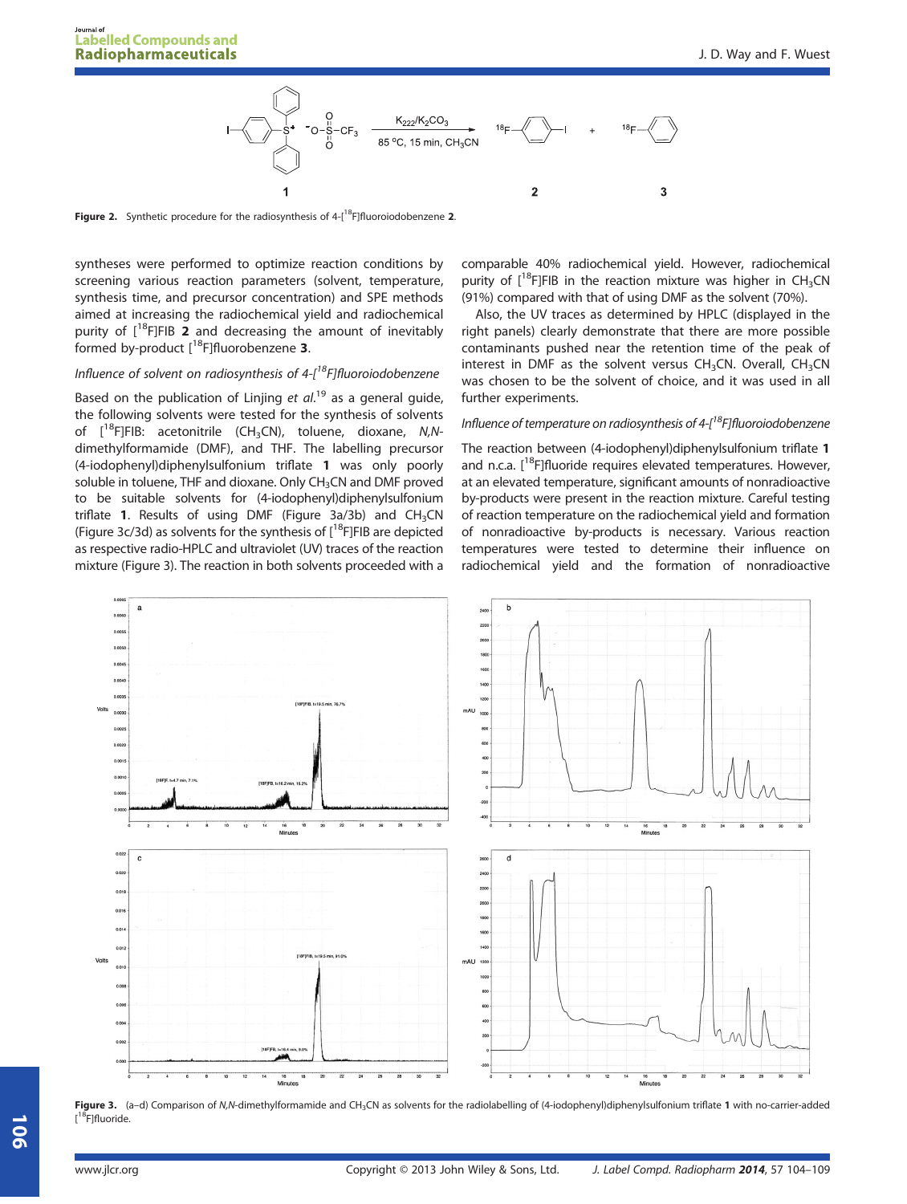**Figure 2.** Synthetic procedure for the radiosynthesis of 4-[$^{18}$F]fluoroiodobenzene **2**.

syntheses were performed to optimize reaction conditions by screening various reaction parameters (solvent, temperature, synthesis time, and precursor concentration) and SPE methods aimed at increasing the radiochemical yield and radiochemical purity of [$^{18}$F]FIB **2** and decreasing the amount of inevitably formed by-product [$^{18}$F]fluorobenzene **3**.

### *Influence of solvent on radiosynthesis of 4-[$^{18}$F]fluoroiodobenzene*

Based on the publication of Linjing *et al.*[19] as a general guide, the following solvents were tested for the synthesis of solvents of [$^{18}$F]FIB: acetonitrile ($CH_3CN$), toluene, dioxane, *N,N*-dimethylformamide (DMF), and THF. The labelling precursor (4-iodophenyl)diphenylsulfonium triflate **1** was only poorly soluble in toluene, THF and dioxane. Only $CH_3CN$ and DMF proved to be suitable solvents for (4-iodophenyl)diphenylsulfonium triflate **1**. Results of using DMF (Figure 3a/3b) and $CH_3CN$ (Figure 3c/3d) as solvents for the synthesis of [$^{18}$F]FIB are depicted as respective radio-HPLC and ultraviolet (UV) traces of the reaction mixture (Figure 3). The reaction in both solvents proceeded with a comparable 40% radiochemical yield. However, radiochemical purity of [$^{18}$F]FIB in the reaction mixture was higher in $CH_3CN$ (91%) compared with that of using DMF as the solvent (70%).

Also, the UV traces as determined by HPLC (displayed in the right panels) clearly demonstrate that there are more possible contaminants pushed near the retention time of the peak of interest in DMF as the solvent versus $CH_3CN$. Overall, $CH_3CN$ was chosen to be the solvent of choice, and it was used in all further experiments.

### *Influence of temperature on radiosynthesis of 4-[$^{18}$F]fluoroiodobenzene*

The reaction between (4-iodophenyl)diphenylsulfonium triflate **1** and n.c.a. [$^{18}$F]fluoride requires elevated temperatures. However, at an elevated temperature, significant amounts of nonradioactive by-products were present in the reaction mixture. Careful testing of reaction temperature on the radiochemical yield and formation of nonradioactive by-products is necessary. Various reaction temperatures were tested to determine their influence on radiochemical yield and the formation of nonradioactive

**Figure 3.** (a–d) Comparison of *N,N*-dimethylformamide and $CH_3CN$ as solvents for the radiolabelling of (4-iodophenyl)diphenylsulfonium triflate **1** with no-carrier-added [$^{18}$F]fluoride.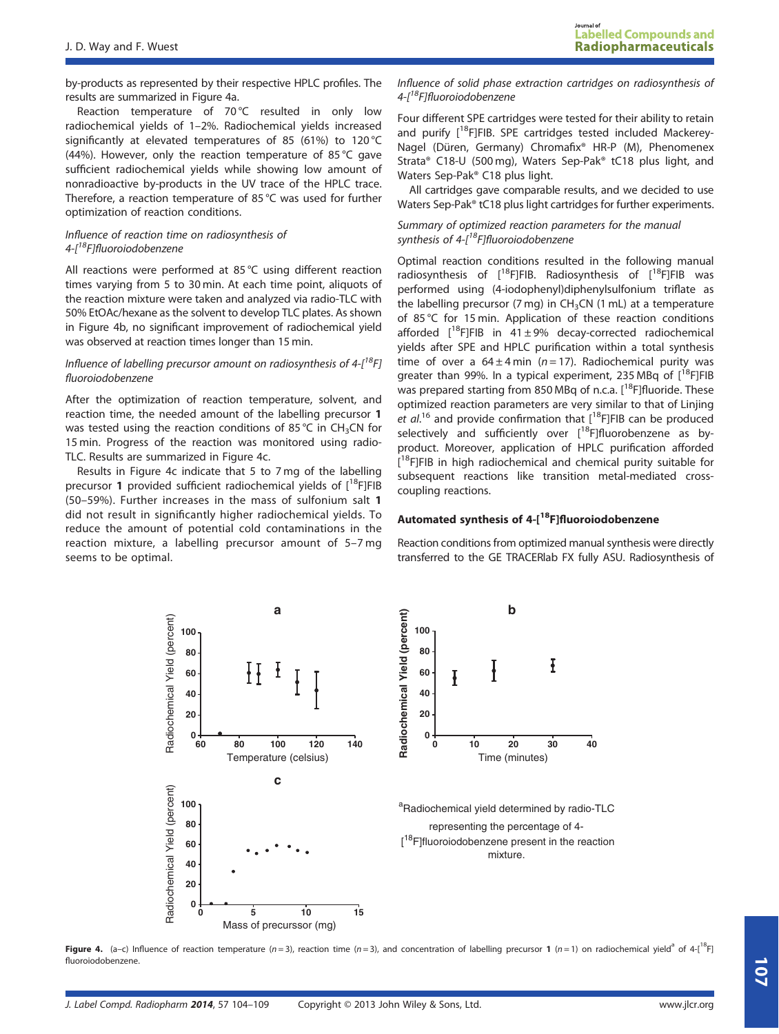by-products as represented by their respective HPLC profiles. The results are summarized in Figure 4a.

Reaction temperature of 70 °C resulted in only low radiochemical yields of 1–2%. Radiochemical yields increased significantly at elevated temperatures of 85 (61%) to 120 °C (44%). However, only the reaction temperature of 85 °C gave sufficient radiochemical yields while showing low amount of nonradioactive by-products in the UV trace of the HPLC trace. Therefore, a reaction temperature of 85 °C was used for further optimization of reaction conditions.

*Influence of reaction time on radiosynthesis of 4-[$^{18}$F]fluoroiodobenzene*

All reactions were performed at 85 °C using different reaction times varying from 5 to 30 min. At each time point, aliquots of the reaction mixture were taken and analyzed via radio-TLC with 50% EtOAc/hexane as the solvent to develop TLC plates. As shown in Figure 4b, no significant improvement of radiochemical yield was observed at reaction times longer than 15 min.

*Influence of labelling precursor amount on radiosynthesis of 4-[$^{18}$F]fluoroiodobenzene*

After the optimization of reaction temperature, solvent, and reaction time, the needed amount of the labelling precursor **1** was tested using the reaction conditions of 85 °C in $CH_3CN$ for 15 min. Progress of the reaction was monitored using radio-TLC. Results are summarized in Figure 4c.

Results in Figure 4c indicate that 5 to 7 mg of the labelling precursor **1** provided sufficient radiochemical yields of [$^{18}$F]FIB (50–59%). Further increases in the mass of sulfonium salt **1** did not result in significantly higher radiochemical yields. To reduce the amount of potential cold contaminations in the reaction mixture, a labelling precursor amount of 5–7 mg seems to be optimal.

*Influence of solid phase extraction cartridges on radiosynthesis of 4-[$^{18}$F]fluoroiodobenzene*

Four different SPE cartridges were tested for their ability to retain and purify [$^{18}$F]FIB. SPE cartridges tested included Mackerey-Nagel (Düren, Germany) Chromafix® HR-P (M), Phenomenex Strata® C18-U (500 mg), Waters Sep-Pak® tC18 plus light, and Waters Sep-Pak® C18 plus light.

All cartridges gave comparable results, and we decided to use Waters Sep-Pak® tC18 plus light cartridges for further experiments.

*Summary of optimized reaction parameters for the manual synthesis of 4-[$^{18}$F]fluoroiodobenzene*

Optimal reaction conditions resulted in the following manual radiosynthesis of [$^{18}$F]FIB. Radiosynthesis of [$^{18}$F]FIB was performed using (4-iodophenyl)diphenylsulfonium triflate as the labelling precursor (7 mg) in $CH_3CN$ (1 mL) at a temperature of 85 °C for 15 min. Application of these reaction conditions afforded [$^{18}$F]FIB in 41 ± 9% decay-corrected radiochemical yields after SPE and HPLC purification within a total synthesis time of over a 64 ± 4 min ($n$ = 17). Radiochemical purity was greater than 99%. In a typical experiment, 235 MBq of [$^{18}$F]FIB was prepared starting from 850 MBq of n.c.a. [$^{18}$F]fluoride. These optimized reaction parameters are very similar to that of Linjing *et al.*[16] and provide confirmation that [$^{18}$F]FIB can be produced selectively and sufficiently over [$^{18}$F]fluorobenzene as by-product. Moreover, application of HPLC purification afforded [$^{18}$F]FIB in high radiochemical and chemical purity suitable for subsequent reactions like transition metal-mediated cross-coupling reactions.

## Automated synthesis of 4-[$^{18}$F]fluoroiodobenzene

Reaction conditions from optimized manual synthesis were directly transferred to the GE TRACERlab FX fully ASU. Radiosynthesis of

[a]Radiochemical yield determined by radio-TLC representing the percentage of 4-[$^{18}$F]fluoroiodobenzene present in the reaction mixture.

**Figure 4.** (a–c) Influence of reaction temperature ($n$ = 3), reaction time ($n$ = 3), and concentration of labelling precursor **1** ($n$ = 1) on radiochemical yield[a] of 4-[$^{18}$F]fluoroiodobenzene.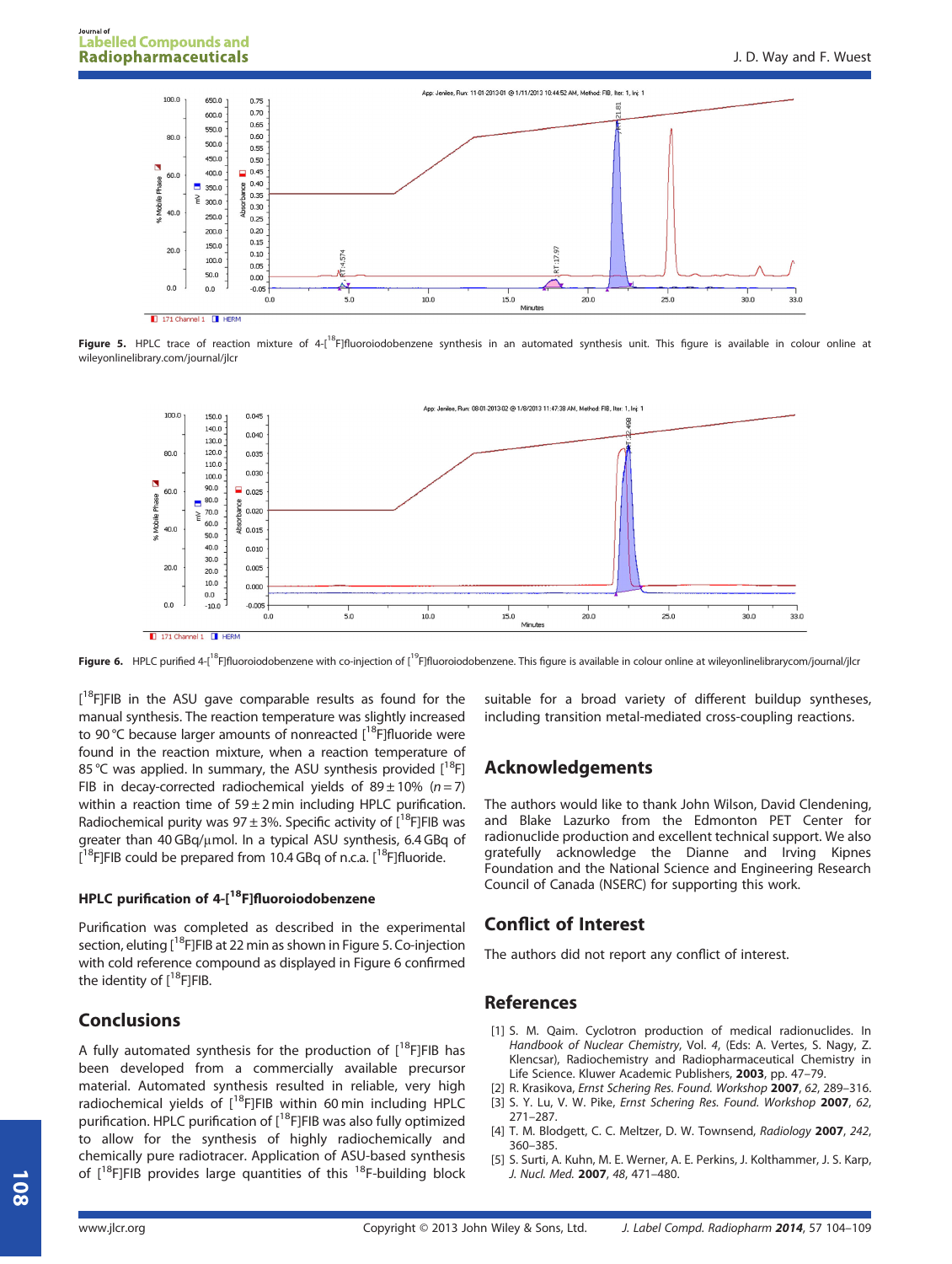Figure 5. HPLC trace of reaction mixture of 4-[$^{18}$F]fluoroiodobenzene synthesis in an automated synthesis unit. This figure is available in colour online at wileyonlinelibrary.com/journal/jlcr

Figure 6. HPLC purified 4-[$^{18}$F]fluoroiodobenzene with co-injection of [$^{19}$F]fluoroiodobenzene. This figure is available in colour online at wileyonlinelibrarycom/journal/jlcr

[$^{18}$F]FIB in the ASU gave comparable results as found for the manual synthesis. The reaction temperature was slightly increased to 90 °C because larger amounts of nonreacted [$^{18}$F]fluoride were found in the reaction mixture, when a reaction temperature of 85 °C was applied. In summary, the ASU synthesis provided [$^{18}$F]FIB in decay-corrected radiochemical yields of $89 \pm 10\%$ ($n = 7$) within a reaction time of $59 \pm 2$ min including HPLC purification. Radiochemical purity was $97 \pm 3\%$. Specific activity of [$^{18}$F]FIB was greater than 40 GBq/μmol. In a typical ASU synthesis, 6.4 GBq of [$^{18}$F]FIB could be prepared from 10.4 GBq of n.c.a. [$^{18}$F]fluoride.

### HPLC purification of 4-[$^{18}$F]fluoroiodobenzene

Purification was completed as described in the experimental section, eluting [$^{18}$F]FIB at 22 min as shown in Figure 5. Co-injection with cold reference compound as displayed in Figure 6 confirmed the identity of [$^{18}$F]FIB.

## Conclusions

A fully automated synthesis for the production of [$^{18}$F]FIB has been developed from a commercially available precursor material. Automated synthesis resulted in reliable, very high radiochemical yields of [$^{18}$F]FIB within 60 min including HPLC purification. HPLC purification of [$^{18}$F]FIB was also fully optimized to allow for the synthesis of highly radiochemically and chemically pure radiotracer. Application of ASU-based synthesis of [$^{18}$F]FIB provides large quantities of this $^{18}$F-building block suitable for a broad variety of different buildup syntheses, including transition metal-mediated cross-coupling reactions.

## Acknowledgements

The authors would like to thank John Wilson, David Clendening, and Blake Lazurko from the Edmonton PET Center for radionuclide production and excellent technical support. We also gratefully acknowledge the Dianne and Irving Kipnes Foundation and the National Science and Engineering Research Council of Canada (NSERC) for supporting this work.

## Conflict of Interest

The authors did not report any conflict of interest.

## References

[1] S. M. Qaim. Cyclotron production of medical radionuclides. In *Handbook of Nuclear Chemistry*, Vol. *4*, (Eds: A. Vertes, S. Nagy, Z. Klencsar), Radiochemistry and Radiopharmaceutical Chemistry in Life Science. Kluwer Academic Publishers, **2003**, pp. 47–79.

[2] R. Krasikova, *Ernst Schering Res. Found. Workshop* **2007**, *62*, 289–316.

[3] S. Y. Lu, V. W. Pike, *Ernst Schering Res. Found. Workshop* **2007**, *62*, 271–287.

[4] T. M. Blodgett, C. C. Meltzer, D. W. Townsend, *Radiology* **2007**, *242*, 360–385.

[5] S. Surti, A. Kuhn, M. E. Werner, A. E. Perkins, J. Kolthammer, J. S. Karp, *J. Nucl. Med.* **2007**, *48*, 471–480.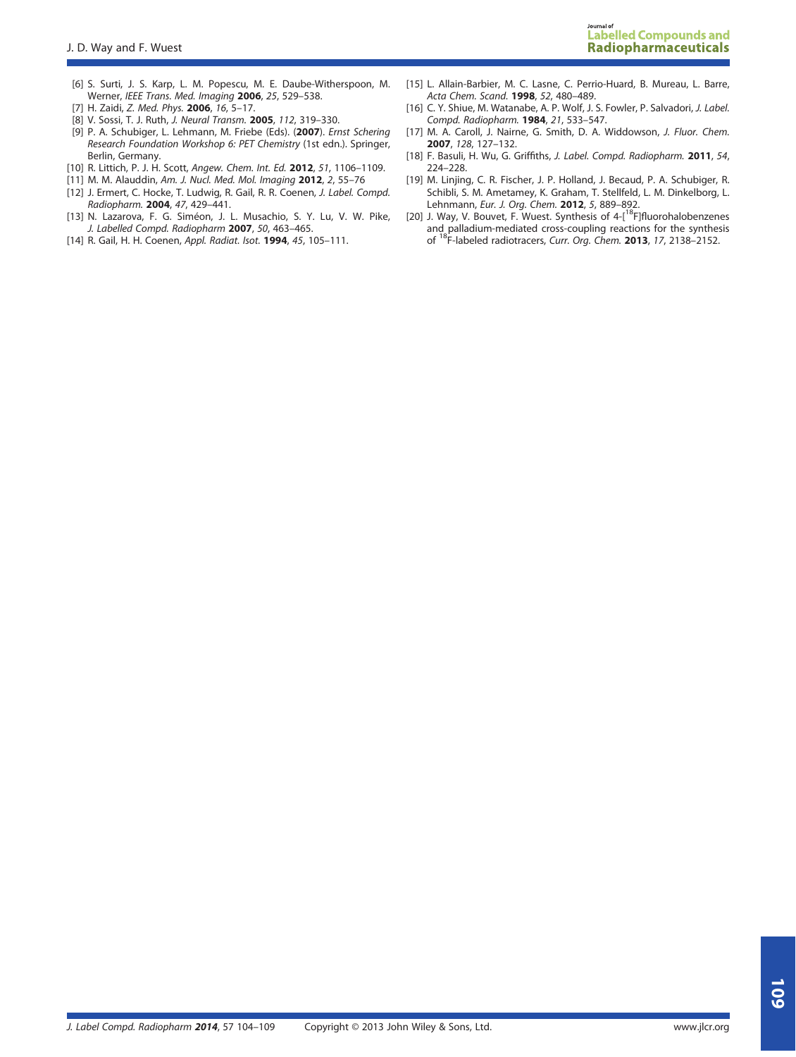[6] S. Surti, J. S. Karp, L. M. Popescu, M. E. Daube-Witherspoon, M. Werner, *IEEE Trans. Med. Imaging* **2006**, *25*, 529–538.

[7] H. Zaidi, *Z. Med. Phys.* **2006**, *16*, 5–17.

[8] V. Sossi, T. J. Ruth, *J. Neural Transm.* **2005**, *112*, 319–330.

[9] P. A. Schubiger, L. Lehmann, M. Friebe (Eds). (**2007**). *Ernst Schering Research Foundation Workshop 6: PET Chemistry* (1st edn.). Springer, Berlin, Germany.

[10] R. Littich, P. J. H. Scott, *Angew. Chem. Int. Ed.* **2012**, *51*, 1106–1109.

[11] M. M. Alauddin, *Am. J. Nucl. Med. Mol. Imaging* **2012**, *2*, 55–76

[12] J. Ermert, C. Hocke, T. Ludwig, R. Gail, R. R. Coenen, *J. Label. Compd. Radiopharm.* **2004**, *47*, 429–441.

[13] N. Lazarova, F. G. Siméon, J. L. Musachio, S. Y. Lu, V. W. Pike, *J. Labelled Compd. Radiopharm* **2007**, *50*, 463–465.

[14] R. Gail, H. H. Coenen, *Appl. Radiat. Isot.* **1994**, *45*, 105–111.

[15] L. Allain-Barbier, M. C. Lasne, C. Perrio-Huard, B. Mureau, L. Barre, *Acta Chem. Scand.* **1998**, *52*, 480–489.

[16] C. Y. Shiue, M. Watanabe, A. P. Wolf, J. S. Fowler, P. Salvadori, *J. Label. Compd. Radiopharm.* **1984**, *21*, 533–547.

[17] M. A. Caroll, J. Nairne, G. Smith, D. A. Widdowson, *J. Fluor. Chem.* **2007**, *128*, 127–132.

[18] F. Basuli, H. Wu, G. Griffiths, *J. Label. Compd. Radiopharm.* **2011**, *54*, 224–228.

[19] M. Linjing, C. R. Fischer, J. P. Holland, J. Becaud, P. A. Schubiger, R. Schibli, S. M. Ametamey, K. Graham, T. Stellfeld, L. M. Dinkelborg, L. Lehmann, *Eur. J. Org. Chem.* **2012**, *5*, 889–892.

[20] J. Way, V. Bouvet, F. Wuest. Synthesis of 4-[$^{18}$F]fluorohalobenzenes and palladium-mediated cross-coupling reactions for the synthesis of $^{18}$F-labeled radiotracers, *Curr. Org. Chem.* **2013**, *17*, 2138–2152.